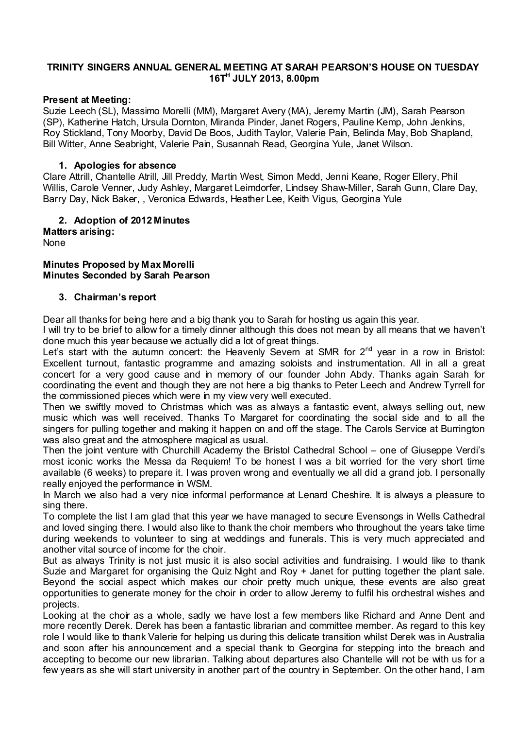**TRINITY SINGERS ANNUAL GENERAL MEETING AT SARAH PEARSON'S HOUSE ON TUESDAY 16TH JULY 2013, 8.00pm**

**Present at Meeting:**
Suzie Leech (SL), Massimo Morelli (MM), Margaret Avery (MA), Jeremy Martin (JM), Sarah Pearson (SP), Katherine Hatch, Ursula Dornton, Miranda Pinder, Janet Rogers, Pauline Kemp, John Jenkins, Roy Stickland, Tony Moorby, David De Boos, Judith Taylor, Valerie Pain, Belinda May, Bob Shapland, Bill Witter, Anne Seabright, Valerie Pain, Susannah Read, Georgina Yule, Janet Wilson.

1. **Apologies for absence**

Clare Attrill, Chantelle Atrill, Jill Preddy, Martin West, Simon Medd, Jenni Keane, Roger Ellery, Phil Willis, Carole Venner, Judy Ashley, Margaret Leimdorfer, Lindsey Shaw-Miller, Sarah Gunn, Clare Day, Barry Day, Nick Baker, , Veronica Edwards, Heather Lee, Keith Vigus, Georgina Yule

2. **Adoption of 2012 Minutes**

**Matters arising:**
None

**Minutes Proposed by Max Morelli**
**Minutes Seconded by Sarah Pearson**

3. **Chairman's report**

Dear all thanks for being here and a big thank you to Sarah for hosting us again this year.
I will try to be brief to allow for a timely dinner although this does not mean by all means that we haven't done much this year because we actually did a lot of great things.
Let's start with the autumn concert: the Heavenly Severn at SMR for 2nd year in a row in Bristol: Excellent turnout, fantastic programme and amazing soloists and instrumentation. All in all a great concert for a very good cause and in memory of our founder John Abdy. Thanks again Sarah for coordinating the event and though they are not here a big thanks to Peter Leech and Andrew Tyrrell for the commissioned pieces which were in my view very well executed.
Then we swiftly moved to Christmas which was as always a fantastic event, always selling out, new music which was well received. Thanks To Margaret for coordinating the social side and to all the singers for pulling together and making it happen on and off the stage. The Carols Service at Burrington was also great and the atmosphere magical as usual.
Then the joint venture with Churchill Academy the Bristol Cathedral School – one of Giuseppe Verdi's most iconic works the Messa da Requiem! To be honest I was a bit worried for the very short time available (6 weeks) to prepare it. I was proven wrong and eventually we all did a grand job. I personally really enjoyed the performance in WSM.
In March we also had a very nice informal performance at Lenard Cheshire. It is always a pleasure to sing there.
To complete the list I am glad that this year we have managed to secure Evensongs in Wells Cathedral and loved singing there. I would also like to thank the choir members who throughout the years take time during weekends to volunteer to sing at weddings and funerals. This is very much appreciated and another vital source of income for the choir.
But as always Trinity is not just music it is also social activities and fundraising. I would like to thank Suzie and Margaret for organising the Quiz Night and Roy + Janet for putting together the plant sale. Beyond the social aspect which makes our choir pretty much unique, these events are also great opportunities to generate money for the choir in order to allow Jeremy to fulfil his orchestral wishes and projects.
Looking at the choir as a whole, sadly we have lost a few members like Richard and Anne Dent and more recently Derek. Derek has been a fantastic librarian and committee member. As regard to this key role I would like to thank Valerie for helping us during this delicate transition whilst Derek was in Australia and soon after his announcement and a special thank to Georgina for stepping into the breach and accepting to become our new librarian. Talking about departures also Chantelle will not be with us for a few years as she will start university in another part of the country in September. On the other hand, I am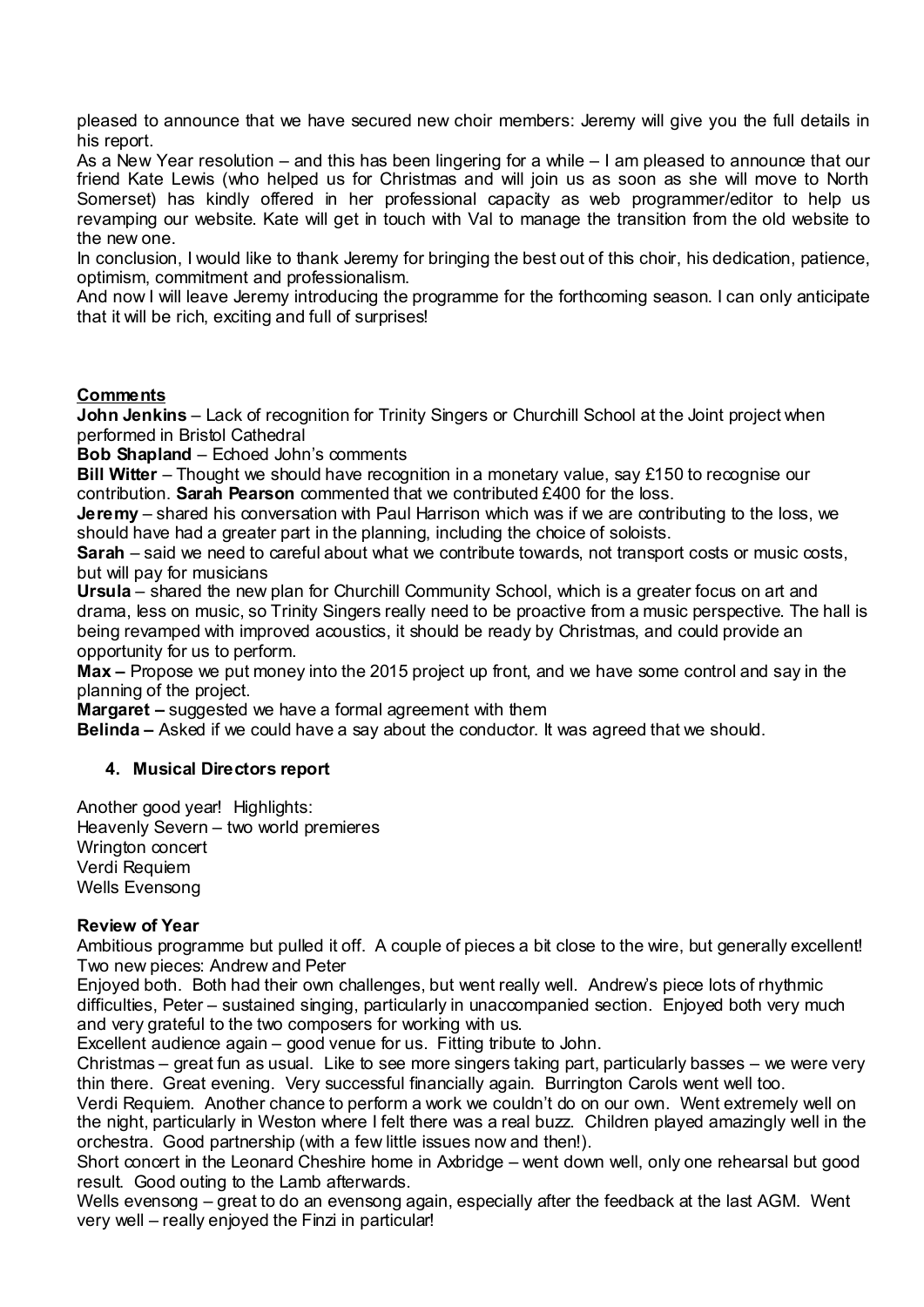pleased to announce that we have secured new choir members: Jeremy will give you the full details in his report.

As a New Year resolution – and this has been lingering for a while – I am pleased to announce that our friend Kate Lewis (who helped us for Christmas and will join us as soon as she will move to North Somerset) has kindly offered in her professional capacity as web programmer/editor to help us revamping our website. Kate will get in touch with Val to manage the transition from the old website to the new one.

In conclusion, I would like to thank Jeremy for bringing the best out of this choir, his dedication, patience, optimism, commitment and professionalism.

And now I will leave Jeremy introducing the programme for the forthcoming season. I can only anticipate that it will be rich, exciting and full of surprises!

**Comments**

**John Jenkins** – Lack of recognition for Trinity Singers or Churchill School at the Joint project when performed in Bristol Cathedral

**Bob Shapland** – Echoed John's comments

**Bill Witter** – Thought we should have recognition in a monetary value, say £150 to recognise our contribution. **Sarah Pearson** commented that we contributed £400 for the loss.

**Jeremy** – shared his conversation with Paul Harrison which was if we are contributing to the loss, we should have had a greater part in the planning, including the choice of soloists.

**Sarah** – said we need to careful about what we contribute towards, not transport costs or music costs, but will pay for musicians

**Ursula** – shared the new plan for Churchill Community School, which is a greater focus on art and drama, less on music, so Trinity Singers really need to be proactive from a music perspective. The hall is being revamped with improved acoustics, it should be ready by Christmas, and could provide an opportunity for us to perform.

**Max –** Propose we put money into the 2015 project up front, and we have some control and say in the planning of the project.

**Margaret –** suggested we have a formal agreement with them

**Belinda –** Asked if we could have a say about the conductor. It was agreed that we should.

### 4. Musical Directors report

Another good year! Highlights:
Heavenly Severn – two world premieres
Wrington concert
Verdi Requiem
Wells Evensong

**Review of Year**

Ambitious programme but pulled it off. A couple of pieces a bit close to the wire, but generally excellent!
Two new pieces: Andrew and Peter
Enjoyed both. Both had their own challenges, but went really well. Andrew's piece lots of rhythmic difficulties, Peter – sustained singing, particularly in unaccompanied section. Enjoyed both very much and very grateful to the two composers for working with us.
Excellent audience again – good venue for us. Fitting tribute to John.
Christmas – great fun as usual. Like to see more singers taking part, particularly basses – we were very thin there. Great evening. Very successful financially again. Burrington Carols went well too.
Verdi Requiem. Another chance to perform a work we couldn't do on our own. Went extremely well on the night, particularly in Weston where I felt there was a real buzz. Children played amazingly well in the orchestra. Good partnership (with a few little issues now and then!).
Short concert in the Leonard Cheshire home in Axbridge – went down well, only one rehearsal but good result. Good outing to the Lamb afterwards.
Wells evensong – great to do an evensong again, especially after the feedback at the last AGM. Went very well – really enjoyed the Finzi in particular!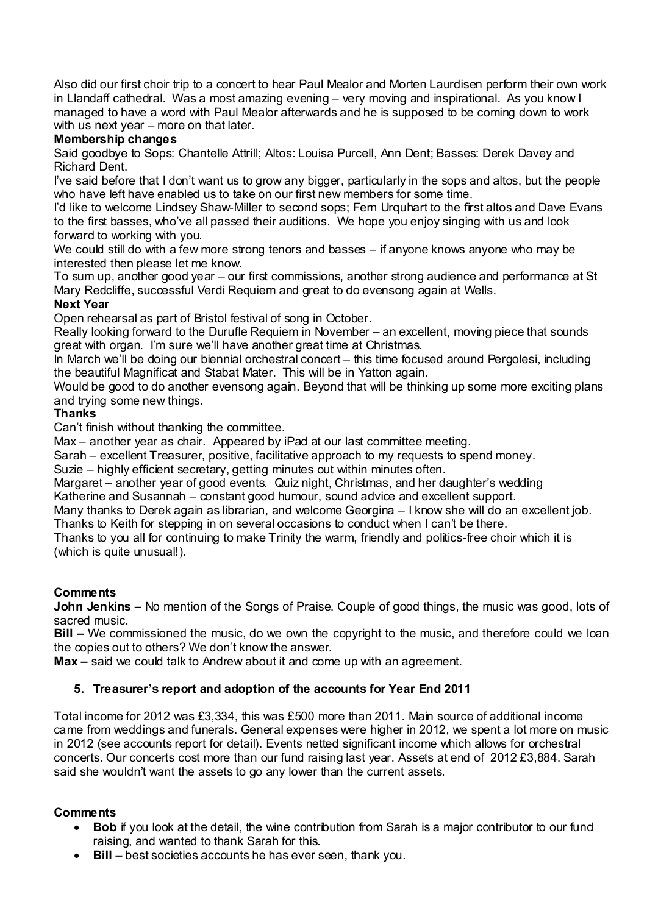Also did our first choir trip to a concert to hear Paul Mealor and Morten Laurdisen perform their own work in Llandaff cathedral. Was a most amazing evening – very moving and inspirational. As you know I managed to have a word with Paul Mealor afterwards and he is supposed to be coming down to work with us next year – more on that later.

**Membership changes**

Said goodbye to Sops: Chantelle Attrill; Altos: Louisa Purcell, Ann Dent; Basses: Derek Davey and Richard Dent.

I've said before that I don't want us to grow any bigger, particularly in the sops and altos, but the people who have left have enabled us to take on our first new members for some time.

I'd like to welcome Lindsey Shaw-Miller to second sops; Fern Urquhart to the first altos and Dave Evans to the first basses, who've all passed their auditions. We hope you enjoy singing with us and look forward to working with you.

We could still do with a few more strong tenors and basses – if anyone knows anyone who may be interested then please let me know.

To sum up, another good year – our first commissions, another strong audience and performance at St Mary Redcliffe, successful Verdi Requiem and great to do evensong again at Wells.

**Next Year**

Open rehearsal as part of Bristol festival of song in October.

Really looking forward to the Durufle Requiem in November – an excellent, moving piece that sounds great with organ. I'm sure we'll have another great time at Christmas.

In March we'll be doing our biennial orchestral concert – this time focused around Pergolesi, including the beautiful Magnificat and Stabat Mater. This will be in Yatton again.

Would be good to do another evensong again. Beyond that will be thinking up some more exciting plans and trying some new things.

**Thanks**

Can't finish without thanking the committee.

Max – another year as chair. Appeared by iPad at our last committee meeting.

Sarah – excellent Treasurer, positive, facilitative approach to my requests to spend money.

Suzie – highly efficient secretary, getting minutes out within minutes often.

Margaret – another year of good events. Quiz night, Christmas, and her daughter's wedding

Katherine and Susannah – constant good humour, sound advice and excellent support.

Many thanks to Derek again as librarian, and welcome Georgina – I know she will do an excellent job.

Thanks to Keith for stepping in on several occasions to conduct when I can't be there.

Thanks to you all for continuing to make Trinity the warm, friendly and politics-free choir which it is (which is quite unusual!).

**Comments**

**John Jenkins –** No mention of the Songs of Praise. Couple of good things, the music was good, lots of sacred music.

**Bill –** We commissioned the music, do we own the copyright to the music, and therefore could we loan the copies out to others? We don't know the answer.

**Max –** said we could talk to Andrew about it and come up with an agreement.

## 5. Treasurer's report and adoption of the accounts for Year End 2011

Total income for 2012 was £3,334, this was £500 more than 2011. Main source of additional income came from weddings and funerals. General expenses were higher in 2012, we spent a lot more on music in 2012 (see accounts report for detail). Events netted significant income which allows for orchestral concerts. Our concerts cost more than our fund raising last year. Assets at end of 2012 £3,884. Sarah said she wouldn't want the assets to go any lower than the current assets.

**Comments**

- **Bob** if you look at the detail, the wine contribution from Sarah is a major contributor to our fund raising, and wanted to thank Sarah for this.
- **Bill –** best societies accounts he has ever seen, thank you.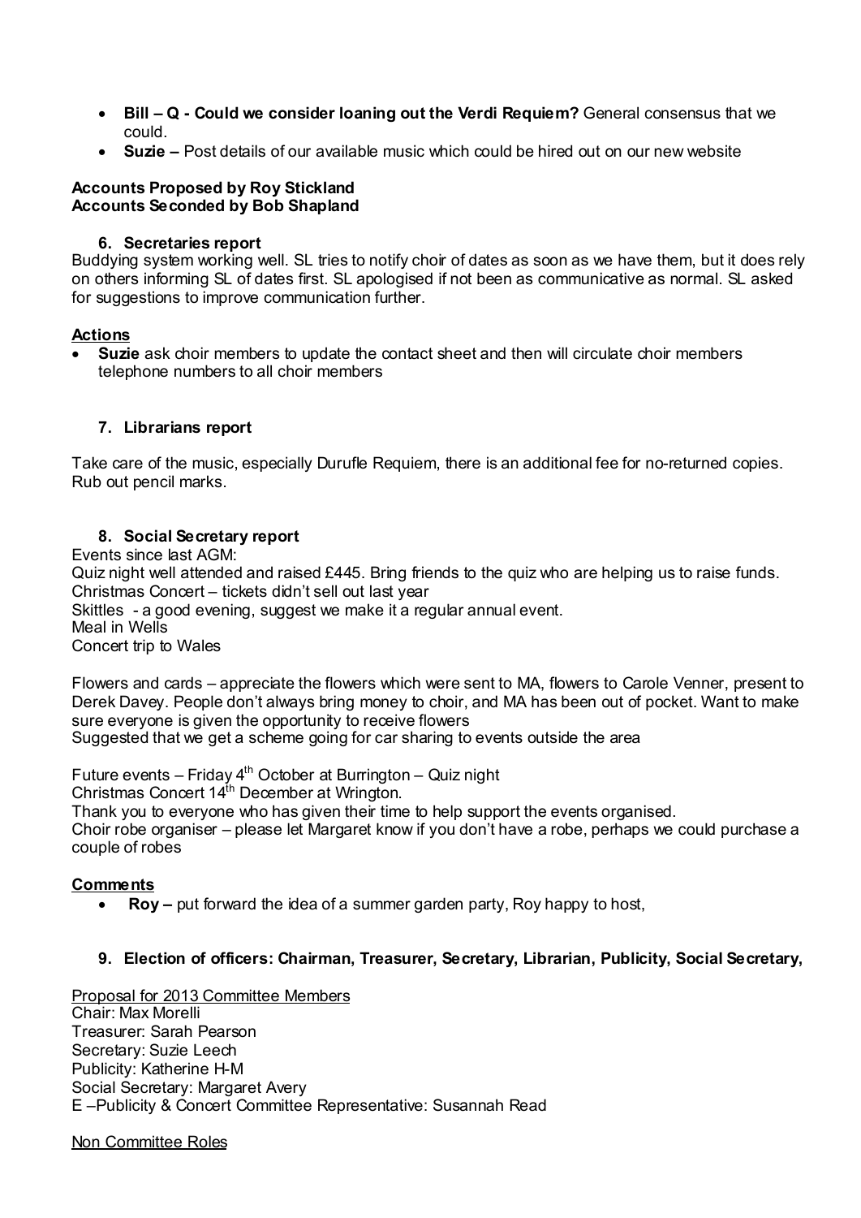- **Bill – Q - Could we consider loaning out the Verdi Requiem?** General consensus that we could.
- **Suzie –** Post details of our available music which could be hired out on our new website

**Accounts Proposed by Roy Stickland**
**Accounts Seconded by Bob Shapland**

### 6. Secretaries report

Buddying system working well. SL tries to notify choir of dates as soon as we have them, but it does rely on others informing SL of dates first. SL apologised if not been as communicative as normal. SL asked for suggestions to improve communication further.

**Actions**

- **Suzie** ask choir members to update the contact sheet and then will circulate choir members telephone numbers to all choir members

### 7. Librarians report

Take care of the music, especially Durufle Requiem, there is an additional fee for no-returned copies. Rub out pencil marks.

### 8. Social Secretary report

Events since last AGM:
Quiz night well attended and raised £445. Bring friends to the quiz who are helping us to raise funds.
Christmas Concert – tickets didn't sell out last year
Skittles - a good evening, suggest we make it a regular annual event.
Meal in Wells
Concert trip to Wales

Flowers and cards – appreciate the flowers which were sent to MA, flowers to Carole Venner, present to Derek Davey. People don't always bring money to choir, and MA has been out of pocket. Want to make sure everyone is given the opportunity to receive flowers
Suggested that we get a scheme going for car sharing to events outside the area

Future events – Friday 4th October at Burrington – Quiz night
Christmas Concert 14th December at Wrington.
Thank you to everyone who has given their time to help support the events organised.
Choir robe organiser – please let Margaret know if you don't have a robe, perhaps we could purchase a couple of robes

**Comments**

- **Roy –** put forward the idea of a summer garden party, Roy happy to host,

### 9. Election of officers: Chairman, Treasurer, Secretary, Librarian, Publicity, Social Secretary,

Proposal for 2013 Committee Members
Chair: Max Morelli
Treasurer: Sarah Pearson
Secretary: Suzie Leech
Publicity: Katherine H-M
Social Secretary: Margaret Avery
E –Publicity & Concert Committee Representative: Susannah Read

Non Committee Roles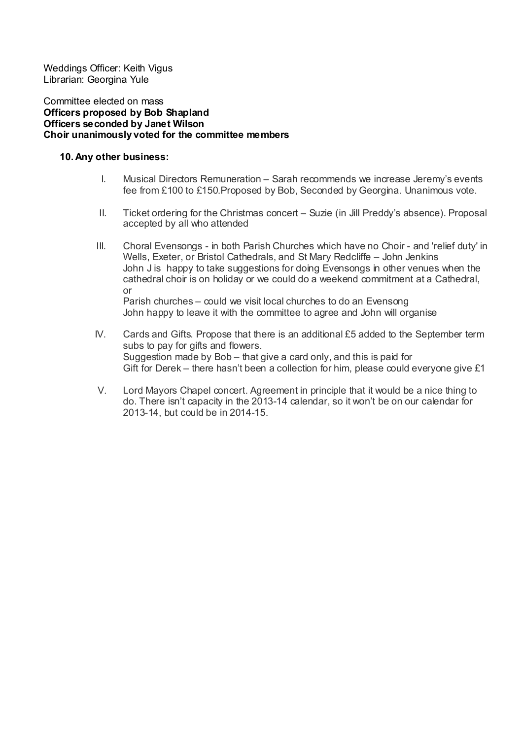Weddings Officer: Keith Vigus
Librarian: Georgina Yule

Committee elected on mass
**Officers proposed by Bob Shapland**
**Officers seconded by Janet Wilson**
**Choir unanimously voted for the committee members**

**10. Any other business:**

I. Musical Directors Remuneration – Sarah recommends we increase Jeremy's events fee from £100 to £150.Proposed by Bob, Seconded by Georgina. Unanimous vote.

II. Ticket ordering for the Christmas concert – Suzie (in Jill Preddy's absence). Proposal accepted by all who attended

III. Choral Evensongs - in both Parish Churches which have no Choir - and 'relief duty' in Wells, Exeter, or Bristol Cathedrals, and St Mary Redcliffe – John Jenkins
John J is happy to take suggestions for doing Evensongs in other venues when the cathedral choir is on holiday or we could do a weekend commitment at a Cathedral, or
Parish churches – could we visit local churches to do an Evensong
John happy to leave it with the committee to agree and John will organise

IV. Cards and Gifts. Propose that there is an additional £5 added to the September term subs to pay for gifts and flowers.
Suggestion made by Bob – that give a card only, and this is paid for
Gift for Derek – there hasn't been a collection for him, please could everyone give £1

V. Lord Mayors Chapel concert. Agreement in principle that it would be a nice thing to do. There isn't capacity in the 2013-14 calendar, so it won't be on our calendar for 2013-14, but could be in 2014-15.